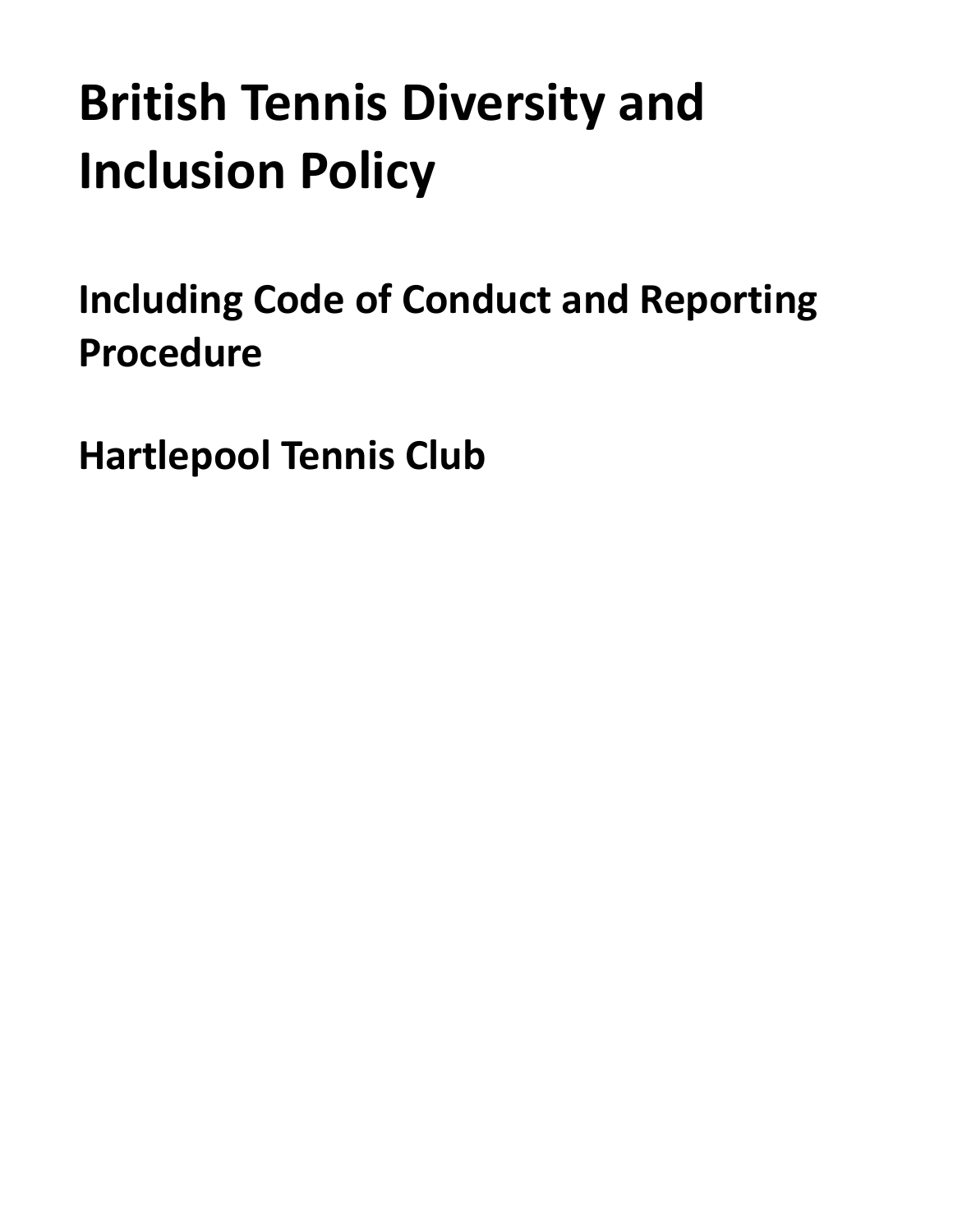# British Tennis Diversity and Inclusion Policy

## Including Code of Conduct and Reporting Procedure

## Hartlepool Tennis Club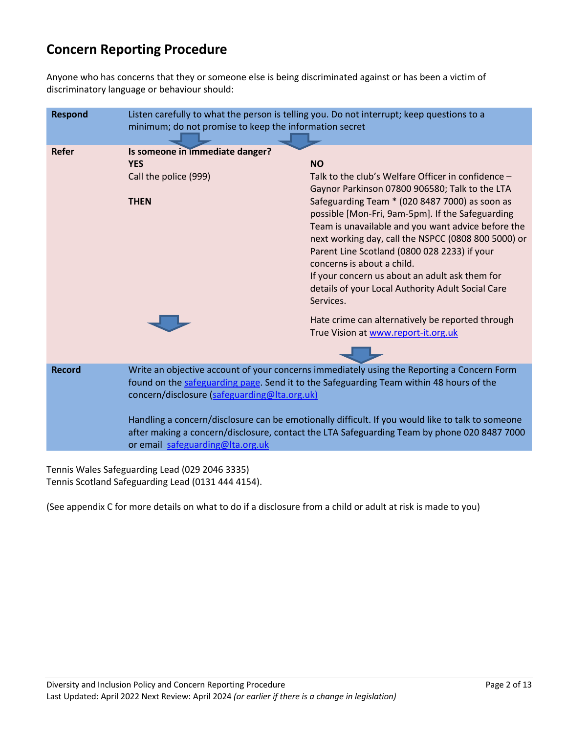# Concern Reporting Procedure

Anyone who has concerns that they or someone else is being discriminated against or has been a victim of discriminatory language or behaviour should:

| | | |
|---|---|---|
| **Respond** | Listen carefully to what the person is telling you. Do not interrupt; keep questions to a minimum; do not promise to keep the information secret | |
| **Refer** | **Is someone in immediate danger?**<br>**YES**<br>Call the police (999)<br><br>**THEN** | **NO**<br>Talk to the club's Welfare Officer in confidence – Gaynor Parkinson 07800 906580; Talk to the LTA Safeguarding Team * (020 8487 7000) as soon as possible [Mon-Fri, 9am-5pm]. If the Safeguarding Team is unavailable and you want advice before the next working day, call the NSPCC (0808 800 5000) or Parent Line Scotland (0800 028 2233) if your concerns is about a child.<br>If your concern us about an adult ask them for details of your Local Authority Adult Social Care Services.<br><br>Hate crime can alternatively be reported through True Vision at www.report-it.org.uk |
| **Record** | Write an objective account of your concerns immediately using the Reporting a Concern Form found on the safeguarding page. Send it to the Safeguarding Team within 48 hours of the concern/disclosure (safeguarding@lta.org.uk)<br><br>Handling a concern/disclosure can be emotionally difficult. If you would like to talk to someone after making a concern/disclosure, contact the LTA Safeguarding Team by phone 020 8487 7000 or email safeguarding@lta.org.uk | |

Tennis Wales Safeguarding Lead (029 2046 3335)
Tennis Scotland Safeguarding Lead (0131 444 4154).

(See appendix C for more details on what to do if a disclosure from a child or adult at risk is made to you)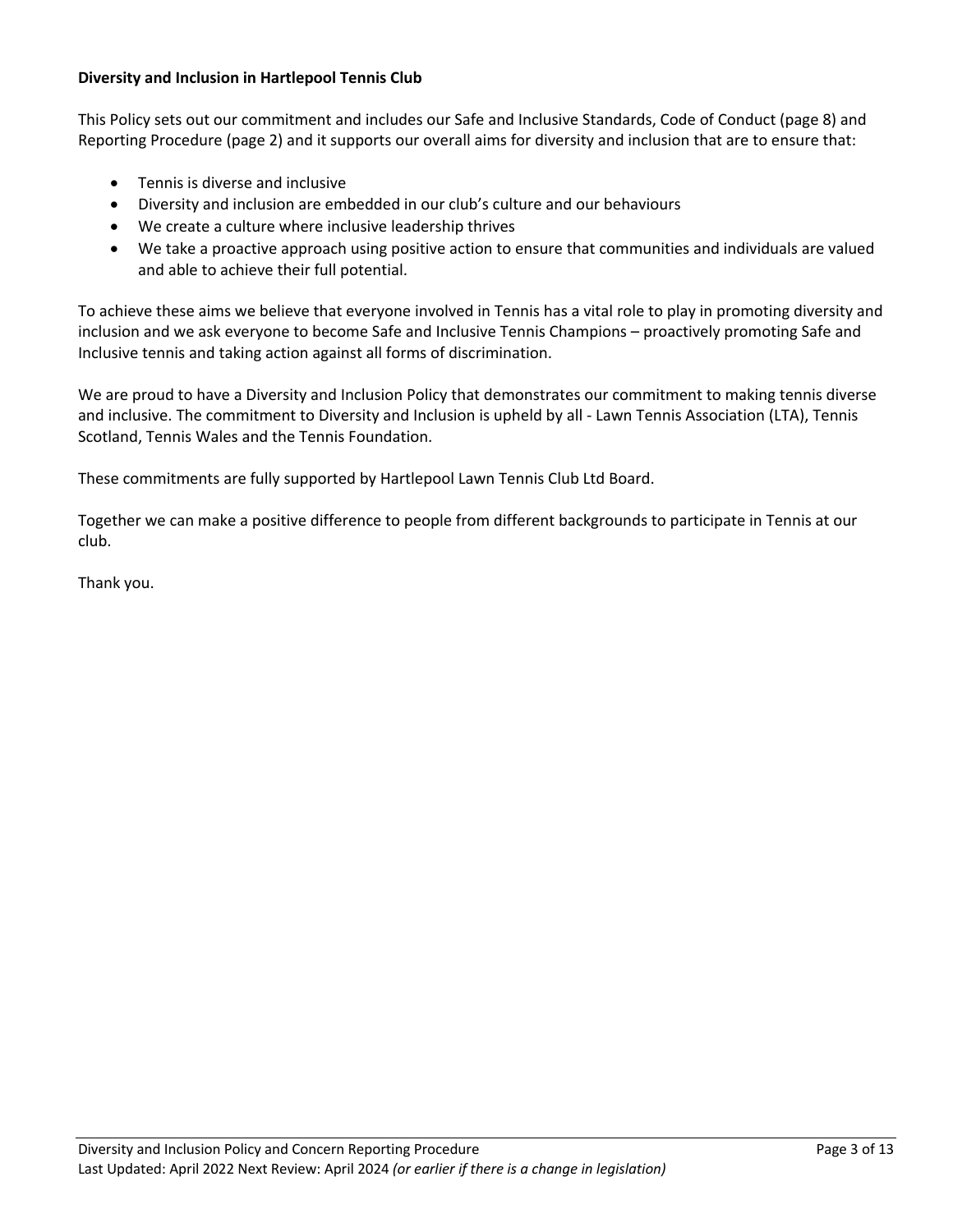**Diversity and Inclusion in Hartlepool Tennis Club**

This Policy sets out our commitment and includes our Safe and Inclusive Standards, Code of Conduct (page 8) and Reporting Procedure (page 2) and it supports our overall aims for diversity and inclusion that are to ensure that:

- Tennis is diverse and inclusive
- Diversity and inclusion are embedded in our club's culture and our behaviours
- We create a culture where inclusive leadership thrives
- We take a proactive approach using positive action to ensure that communities and individuals are valued and able to achieve their full potential.

To achieve these aims we believe that everyone involved in Tennis has a vital role to play in promoting diversity and inclusion and we ask everyone to become Safe and Inclusive Tennis Champions – proactively promoting Safe and Inclusive tennis and taking action against all forms of discrimination.

We are proud to have a Diversity and Inclusion Policy that demonstrates our commitment to making tennis diverse and inclusive. The commitment to Diversity and Inclusion is upheld by all - Lawn Tennis Association (LTA), Tennis Scotland, Tennis Wales and the Tennis Foundation.

These commitments are fully supported by Hartlepool Lawn Tennis Club Ltd Board.

Together we can make a positive difference to people from different backgrounds to participate in Tennis at our club.

Thank you.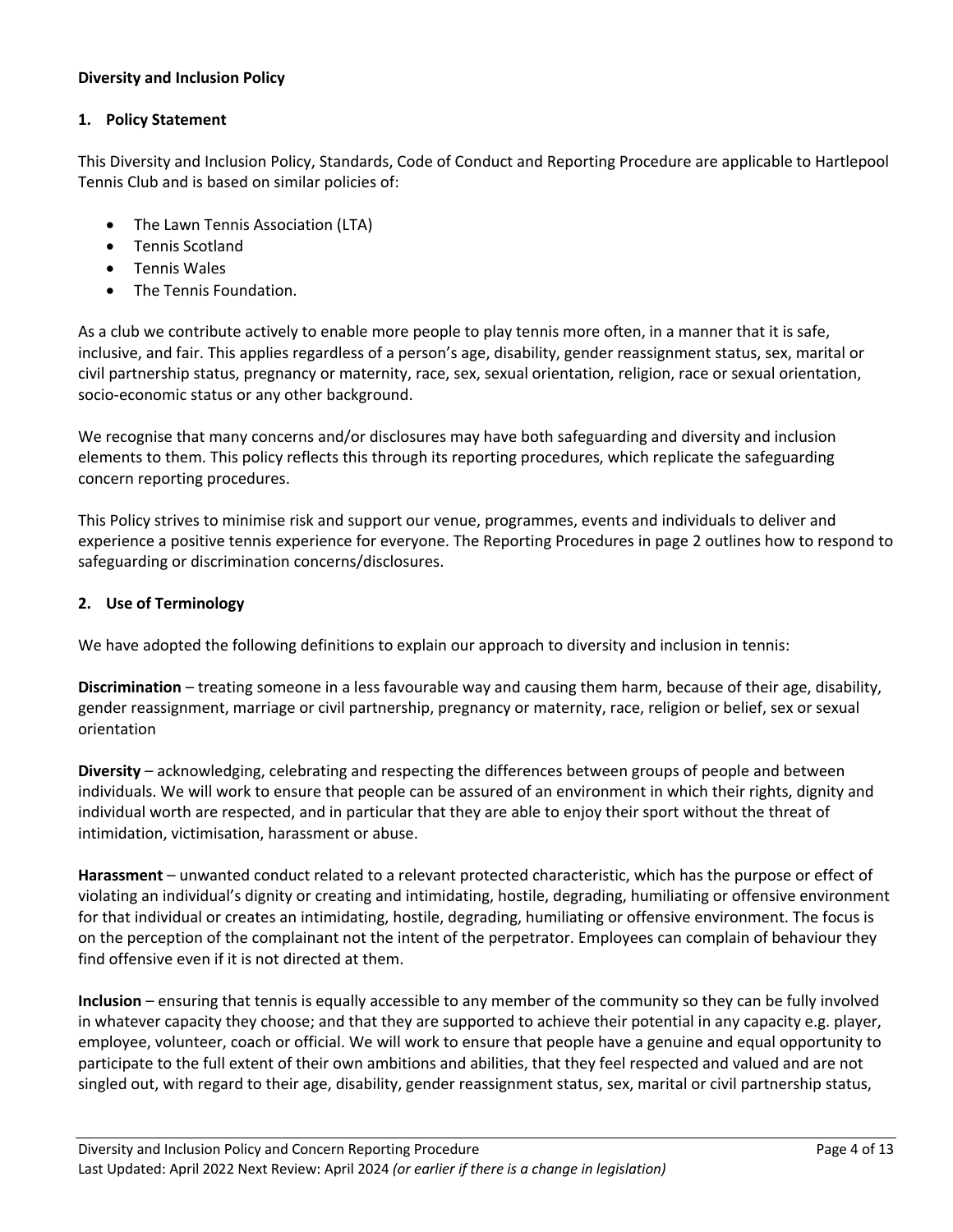**Diversity and Inclusion Policy**

## 1. Policy Statement

This Diversity and Inclusion Policy, Standards, Code of Conduct and Reporting Procedure are applicable to Hartlepool Tennis Club and is based on similar policies of:

- The Lawn Tennis Association (LTA)
- Tennis Scotland
- Tennis Wales
- The Tennis Foundation.

As a club we contribute actively to enable more people to play tennis more often, in a manner that it is safe, inclusive, and fair. This applies regardless of a person's age, disability, gender reassignment status, sex, marital or civil partnership status, pregnancy or maternity, race, sex, sexual orientation, religion, race or sexual orientation, socio-economic status or any other background.

We recognise that many concerns and/or disclosures may have both safeguarding and diversity and inclusion elements to them. This policy reflects this through its reporting procedures, which replicate the safeguarding concern reporting procedures.

This Policy strives to minimise risk and support our venue, programmes, events and individuals to deliver and experience a positive tennis experience for everyone. The Reporting Procedures in page 2 outlines how to respond to safeguarding or discrimination concerns/disclosures.

## 2. Use of Terminology

We have adopted the following definitions to explain our approach to diversity and inclusion in tennis:

**Discrimination** – treating someone in a less favourable way and causing them harm, because of their age, disability, gender reassignment, marriage or civil partnership, pregnancy or maternity, race, religion or belief, sex or sexual orientation

**Diversity** – acknowledging, celebrating and respecting the differences between groups of people and between individuals. We will work to ensure that people can be assured of an environment in which their rights, dignity and individual worth are respected, and in particular that they are able to enjoy their sport without the threat of intimidation, victimisation, harassment or abuse.

**Harassment** – unwanted conduct related to a relevant protected characteristic, which has the purpose or effect of violating an individual's dignity or creating and intimidating, hostile, degrading, humiliating or offensive environment for that individual or creates an intimidating, hostile, degrading, humiliating or offensive environment. The focus is on the perception of the complainant not the intent of the perpetrator. Employees can complain of behaviour they find offensive even if it is not directed at them.

**Inclusion** – ensuring that tennis is equally accessible to any member of the community so they can be fully involved in whatever capacity they choose; and that they are supported to achieve their potential in any capacity e.g. player, employee, volunteer, coach or official. We will work to ensure that people have a genuine and equal opportunity to participate to the full extent of their own ambitions and abilities, that they feel respected and valued and are not singled out, with regard to their age, disability, gender reassignment status, sex, marital or civil partnership status,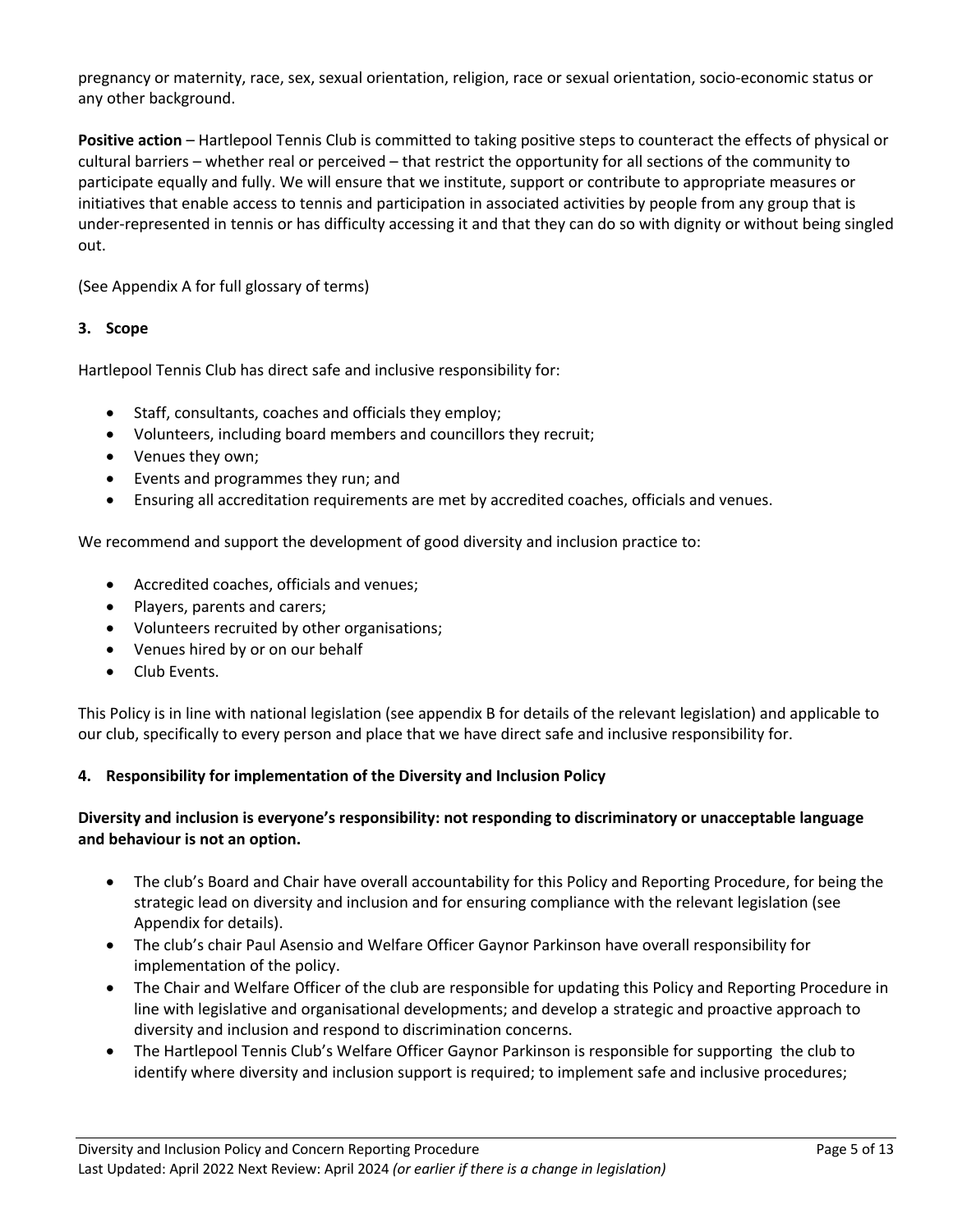pregnancy or maternity, race, sex, sexual orientation, religion, race or sexual orientation, socio-economic status or any other background.

**Positive action** – Hartlepool Tennis Club is committed to taking positive steps to counteract the effects of physical or cultural barriers – whether real or perceived – that restrict the opportunity for all sections of the community to participate equally and fully. We will ensure that we institute, support or contribute to appropriate measures or initiatives that enable access to tennis and participation in associated activities by people from any group that is under-represented in tennis or has difficulty accessing it and that they can do so with dignity or without being singled out.

(See Appendix A for full glossary of terms)

## 3. Scope

Hartlepool Tennis Club has direct safe and inclusive responsibility for:

- Staff, consultants, coaches and officials they employ;
- Volunteers, including board members and councillors they recruit;
- Venues they own;
- Events and programmes they run; and
- Ensuring all accreditation requirements are met by accredited coaches, officials and venues.

We recommend and support the development of good diversity and inclusion practice to:

- Accredited coaches, officials and venues;
- Players, parents and carers;
- Volunteers recruited by other organisations;
- Venues hired by or on our behalf
- Club Events.

This Policy is in line with national legislation (see appendix B for details of the relevant legislation) and applicable to our club, specifically to every person and place that we have direct safe and inclusive responsibility for.

## 4. Responsibility for implementation of the Diversity and Inclusion Policy

**Diversity and inclusion is everyone's responsibility: not responding to discriminatory or unacceptable language and behaviour is not an option.**

- The club's Board and Chair have overall accountability for this Policy and Reporting Procedure, for being the strategic lead on diversity and inclusion and for ensuring compliance with the relevant legislation (see Appendix for details).
- The club's chair Paul Asensio and Welfare Officer Gaynor Parkinson have overall responsibility for implementation of the policy.
- The Chair and Welfare Officer of the club are responsible for updating this Policy and Reporting Procedure in line with legislative and organisational developments; and develop a strategic and proactive approach to diversity and inclusion and respond to discrimination concerns.
- The Hartlepool Tennis Club's Welfare Officer Gaynor Parkinson is responsible for supporting the club to identify where diversity and inclusion support is required; to implement safe and inclusive procedures;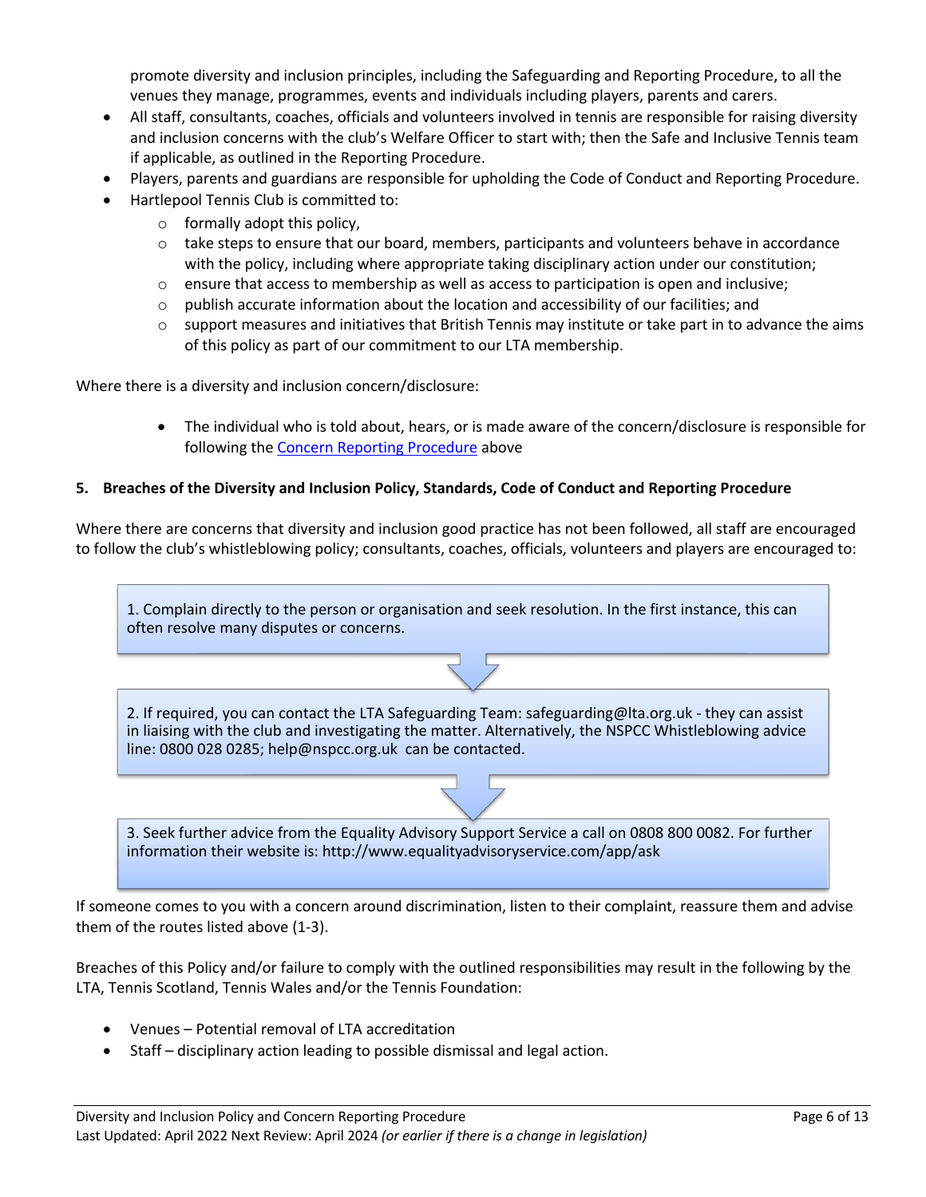promote diversity and inclusion principles, including the Safeguarding and Reporting Procedure, to all the venues they manage, programmes, events and individuals including players, parents and carers.

- All staff, consultants, coaches, officials and volunteers involved in tennis are responsible for raising diversity and inclusion concerns with the club's Welfare Officer to start with; then the Safe and Inclusive Tennis team if applicable, as outlined in the Reporting Procedure.
- Players, parents and guardians are responsible for upholding the Code of Conduct and Reporting Procedure.
- Hartlepool Tennis Club is committed to:
  - formally adopt this policy,
  - take steps to ensure that our board, members, participants and volunteers behave in accordance with the policy, including where appropriate taking disciplinary action under our constitution;
  - ensure that access to membership as well as access to participation is open and inclusive;
  - publish accurate information about the location and accessibility of our facilities; and
  - support measures and initiatives that British Tennis may institute or take part in to advance the aims of this policy as part of our commitment to our LTA membership.

Where there is a diversity and inclusion concern/disclosure:

- The individual who is told about, hears, or is made aware of the concern/disclosure is responsible for following the Concern Reporting Procedure above

**5. Breaches of the Diversity and Inclusion Policy, Standards, Code of Conduct and Reporting Procedure**

Where there are concerns that diversity and inclusion good practice has not been followed, all staff are encouraged to follow the club's whistleblowing policy; consultants, coaches, officials, volunteers and players are encouraged to:

1. Complain directly to the person or organisation and seek resolution. In the first instance, this can often resolve many disputes or concerns.

2. If required, you can contact the LTA Safeguarding Team: safeguarding@lta.org.uk - they can assist in liaising with the club and investigating the matter. Alternatively, the NSPCC Whistleblowing advice line: 0800 028 0285; help@nspcc.org.uk can be contacted.

3. Seek further advice from the Equality Advisory Support Service a call on 0808 800 0082. For further information their website is: http://www.equalityadvisoryservice.com/app/ask

If someone comes to you with a concern around discrimination, listen to their complaint, reassure them and advise them of the routes listed above (1-3).

Breaches of this Policy and/or failure to comply with the outlined responsibilities may result in the following by the LTA, Tennis Scotland, Tennis Wales and/or the Tennis Foundation:

- Venues – Potential removal of LTA accreditation
- Staff – disciplinary action leading to possible dismissal and legal action.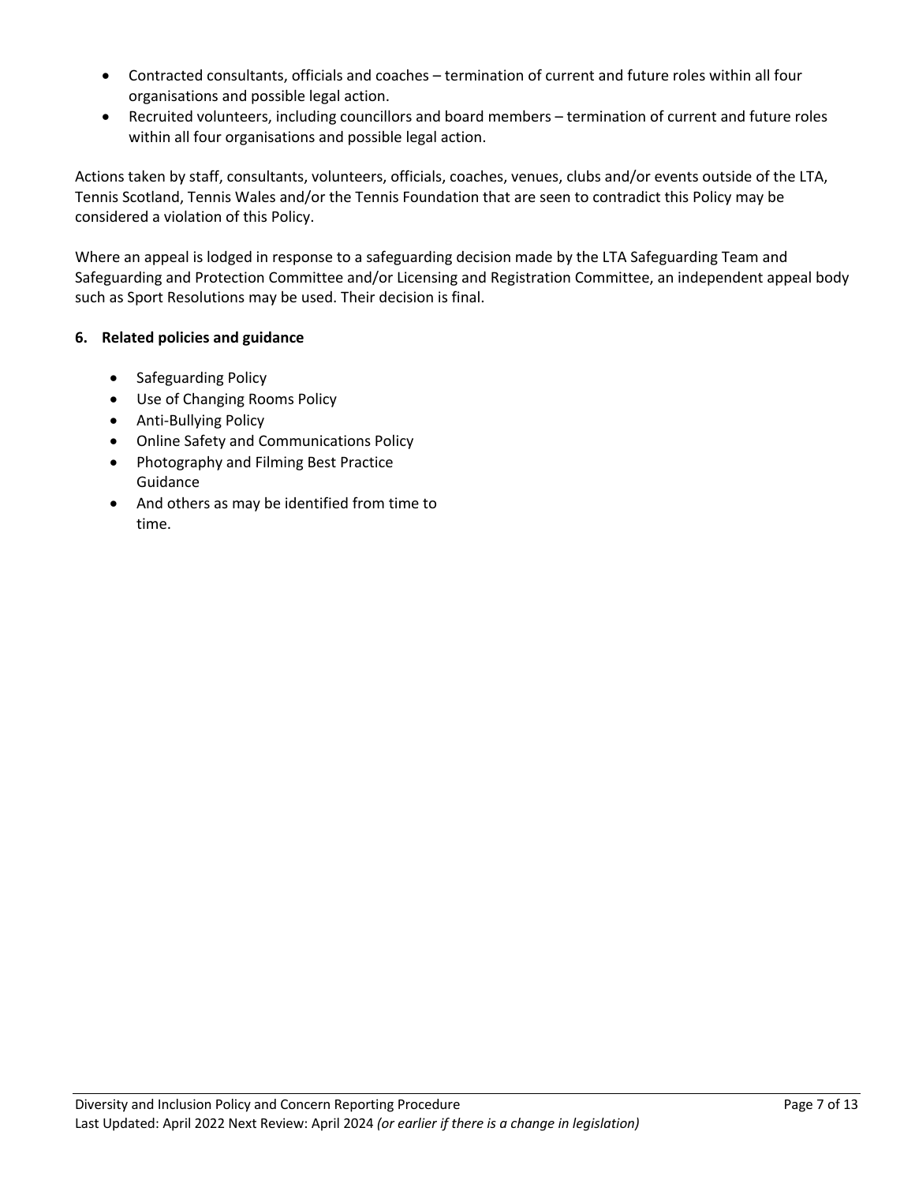- Contracted consultants, officials and coaches – termination of current and future roles within all four organisations and possible legal action.
- Recruited volunteers, including councillors and board members – termination of current and future roles within all four organisations and possible legal action.

Actions taken by staff, consultants, volunteers, officials, coaches, venues, clubs and/or events outside of the LTA, Tennis Scotland, Tennis Wales and/or the Tennis Foundation that are seen to contradict this Policy may be considered a violation of this Policy.

Where an appeal is lodged in response to a safeguarding decision made by the LTA Safeguarding Team and Safeguarding and Protection Committee and/or Licensing and Registration Committee, an independent appeal body such as Sport Resolutions may be used. Their decision is final.

## 6. Related policies and guidance

- Safeguarding Policy
- Use of Changing Rooms Policy
- Anti-Bullying Policy
- Online Safety and Communications Policy
- Photography and Filming Best Practice Guidance
- And others as may be identified from time to time.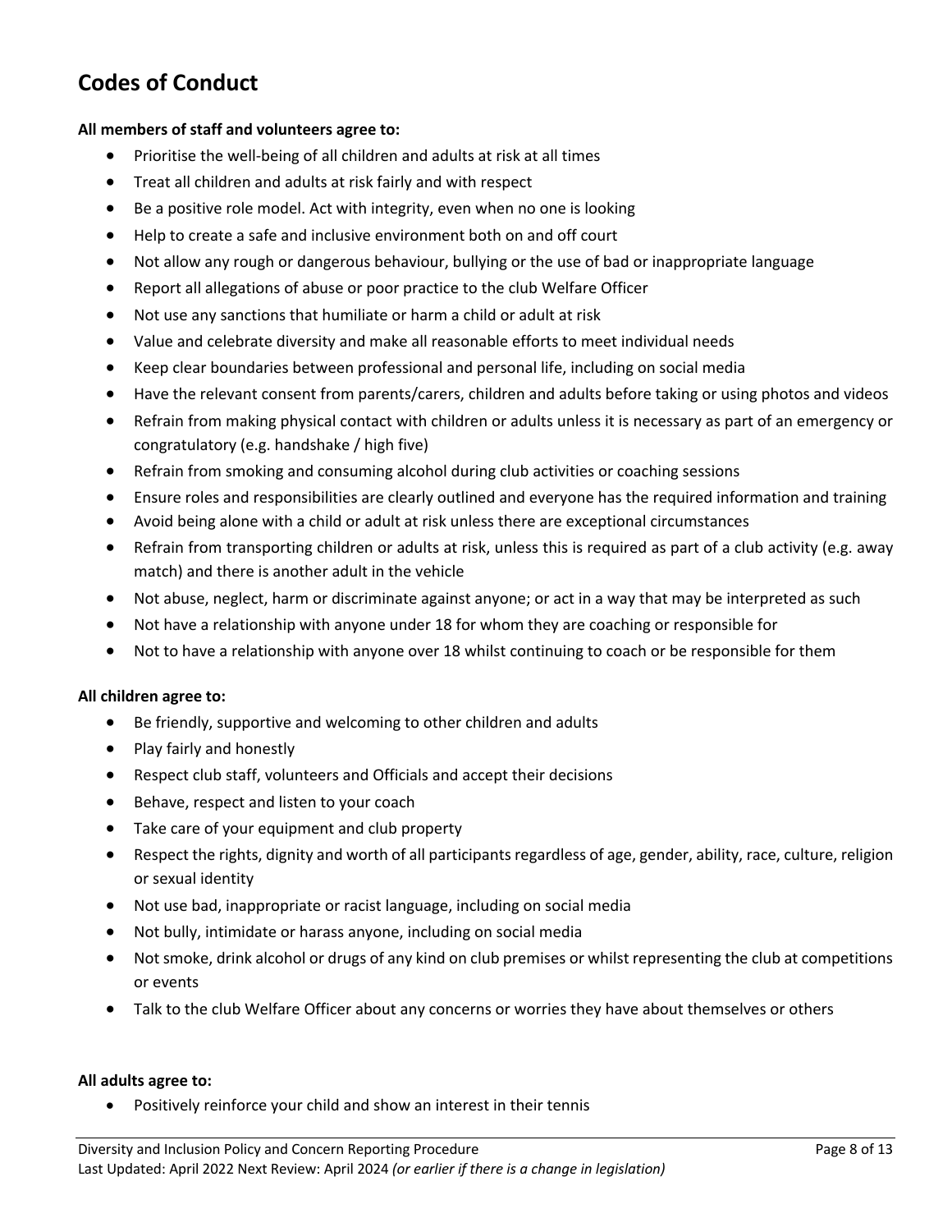## Codes of Conduct

**All members of staff and volunteers agree to:**

- Prioritise the well-being of all children and adults at risk at all times
- Treat all children and adults at risk fairly and with respect
- Be a positive role model. Act with integrity, even when no one is looking
- Help to create a safe and inclusive environment both on and off court
- Not allow any rough or dangerous behaviour, bullying or the use of bad or inappropriate language
- Report all allegations of abuse or poor practice to the club Welfare Officer
- Not use any sanctions that humiliate or harm a child or adult at risk
- Value and celebrate diversity and make all reasonable efforts to meet individual needs
- Keep clear boundaries between professional and personal life, including on social media
- Have the relevant consent from parents/carers, children and adults before taking or using photos and videos
- Refrain from making physical contact with children or adults unless it is necessary as part of an emergency or congratulatory (e.g. handshake / high five)
- Refrain from smoking and consuming alcohol during club activities or coaching sessions
- Ensure roles and responsibilities are clearly outlined and everyone has the required information and training
- Avoid being alone with a child or adult at risk unless there are exceptional circumstances
- Refrain from transporting children or adults at risk, unless this is required as part of a club activity (e.g. away match) and there is another adult in the vehicle
- Not abuse, neglect, harm or discriminate against anyone; or act in a way that may be interpreted as such
- Not have a relationship with anyone under 18 for whom they are coaching or responsible for
- Not to have a relationship with anyone over 18 whilst continuing to coach or be responsible for them

**All children agree to:**

- Be friendly, supportive and welcoming to other children and adults
- Play fairly and honestly
- Respect club staff, volunteers and Officials and accept their decisions
- Behave, respect and listen to your coach
- Take care of your equipment and club property
- Respect the rights, dignity and worth of all participants regardless of age, gender, ability, race, culture, religion or sexual identity
- Not use bad, inappropriate or racist language, including on social media
- Not bully, intimidate or harass anyone, including on social media
- Not smoke, drink alcohol or drugs of any kind on club premises or whilst representing the club at competitions or events
- Talk to the club Welfare Officer about any concerns or worries they have about themselves or others

**All adults agree to:**

- Positively reinforce your child and show an interest in their tennis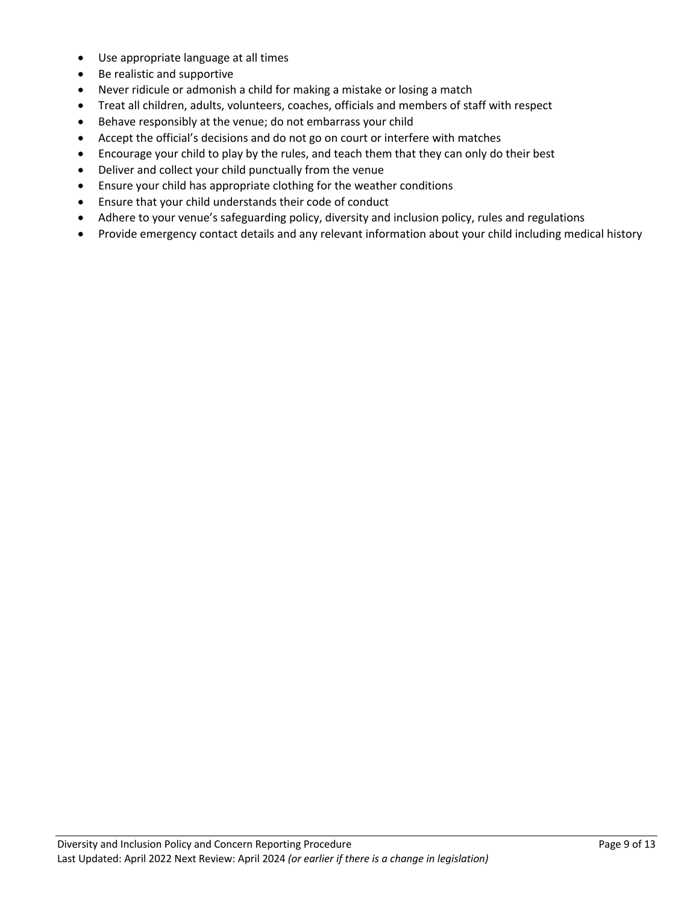- Use appropriate language at all times
- Be realistic and supportive
- Never ridicule or admonish a child for making a mistake or losing a match
- Treat all children, adults, volunteers, coaches, officials and members of staff with respect
- Behave responsibly at the venue; do not embarrass your child
- Accept the official's decisions and do not go on court or interfere with matches
- Encourage your child to play by the rules, and teach them that they can only do their best
- Deliver and collect your child punctually from the venue
- Ensure your child has appropriate clothing for the weather conditions
- Ensure that your child understands their code of conduct
- Adhere to your venue's safeguarding policy, diversity and inclusion policy, rules and regulations
- Provide emergency contact details and any relevant information about your child including medical history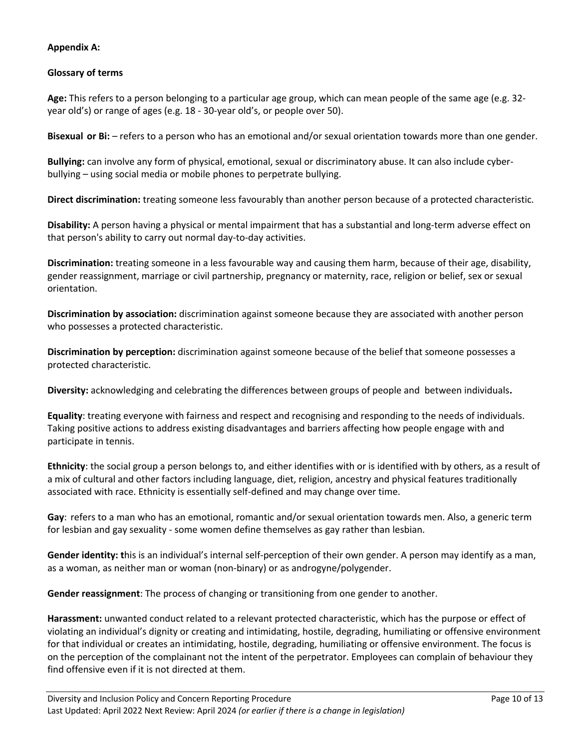**Appendix A:**

**Glossary of terms**

**Age:** This refers to a person belonging to a particular age group, which can mean people of the same age (e.g. 32-year old's) or range of ages (e.g. 18 - 30-year old's, or people over 50).

**Bisexual or Bi:** – refers to a person who has an emotional and/or sexual orientation towards more than one gender.

**Bullying:** can involve any form of physical, emotional, sexual or discriminatory abuse. It can also include cyber-bullying – using social media or mobile phones to perpetrate bullying.

**Direct discrimination:** treating someone less favourably than another person because of a protected characteristic.

**Disability:** A person having a physical or mental impairment that has a substantial and long-term adverse effect on that person's ability to carry out normal day-to-day activities.

**Discrimination:** treating someone in a less favourable way and causing them harm, because of their age, disability, gender reassignment, marriage or civil partnership, pregnancy or maternity, race, religion or belief, sex or sexual orientation.

**Discrimination by association:** discrimination against someone because they are associated with another person who possesses a protected characteristic.

**Discrimination by perception:** discrimination against someone because of the belief that someone possesses a protected characteristic.

**Diversity:** acknowledging and celebrating the differences between groups of people and between individuals**.**

**Equality**: treating everyone with fairness and respect and recognising and responding to the needs of individuals. Taking positive actions to address existing disadvantages and barriers affecting how people engage with and participate in tennis.

**Ethnicity**: the social group a person belongs to, and either identifies with or is identified with by others, as a result of a mix of cultural and other factors including language, diet, religion, ancestry and physical features traditionally associated with race. Ethnicity is essentially self-defined and may change over time.

**Gay**: refers to a man who has an emotional, romantic and/or sexual orientation towards men. Also, a generic term for lesbian and gay sexuality - some women define themselves as gay rather than lesbian.

**Gender identity: t**his is an individual's internal self-perception of their own gender. A person may identify as a man, as a woman, as neither man or woman (non-binary) or as androgyne/polygender.

**Gender reassignment**: The process of changing or transitioning from one gender to another.

**Harassment:** unwanted conduct related to a relevant protected characteristic, which has the purpose or effect of violating an individual's dignity or creating and intimidating, hostile, degrading, humiliating or offensive environment for that individual or creates an intimidating, hostile, degrading, humiliating or offensive environment. The focus is on the perception of the complainant not the intent of the perpetrator. Employees can complain of behaviour they find offensive even if it is not directed at them.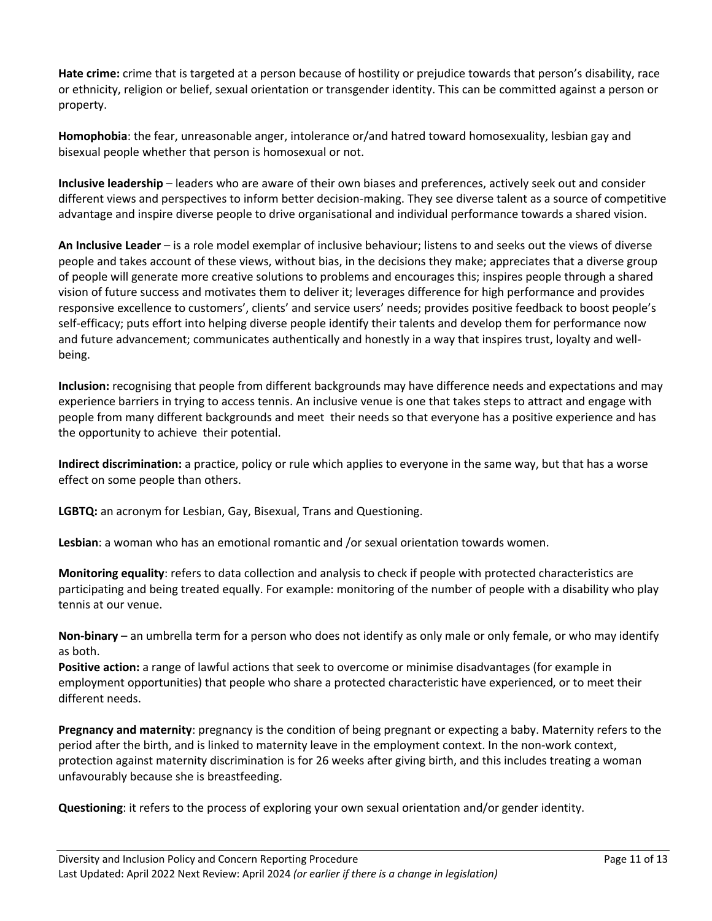**Hate crime:** crime that is targeted at a person because of hostility or prejudice towards that person's disability, race or ethnicity, religion or belief, sexual orientation or transgender identity. This can be committed against a person or property.

**Homophobia**: the fear, unreasonable anger, intolerance or/and hatred toward homosexuality, lesbian gay and bisexual people whether that person is homosexual or not.

**Inclusive leadership** – leaders who are aware of their own biases and preferences, actively seek out and consider different views and perspectives to inform better decision-making. They see diverse talent as a source of competitive advantage and inspire diverse people to drive organisational and individual performance towards a shared vision.

**An Inclusive Leader** – is a role model exemplar of inclusive behaviour; listens to and seeks out the views of diverse people and takes account of these views, without bias, in the decisions they make; appreciates that a diverse group of people will generate more creative solutions to problems and encourages this; inspires people through a shared vision of future success and motivates them to deliver it; leverages difference for high performance and provides responsive excellence to customers', clients' and service users' needs; provides positive feedback to boost people's self-efficacy; puts effort into helping diverse people identify their talents and develop them for performance now and future advancement; communicates authentically and honestly in a way that inspires trust, loyalty and well-being.

**Inclusion:** recognising that people from different backgrounds may have difference needs and expectations and may experience barriers in trying to access tennis. An inclusive venue is one that takes steps to attract and engage with people from many different backgrounds and meet their needs so that everyone has a positive experience and has the opportunity to achieve their potential.

**Indirect discrimination:** a practice, policy or rule which applies to everyone in the same way, but that has a worse effect on some people than others.

**LGBTQ:** an acronym for Lesbian, Gay, Bisexual, Trans and Questioning.

**Lesbian**: a woman who has an emotional romantic and /or sexual orientation towards women.

**Monitoring equality**: refers to data collection and analysis to check if people with protected characteristics are participating and being treated equally. For example: monitoring of the number of people with a disability who play tennis at our venue.

**Non-binary** – an umbrella term for a person who does not identify as only male or only female, or who may identify as both.

**Positive action:** a range of lawful actions that seek to overcome or minimise disadvantages (for example in employment opportunities) that people who share a protected characteristic have experienced, or to meet their different needs.

**Pregnancy and maternity**: pregnancy is the condition of being pregnant or expecting a baby. Maternity refers to the period after the birth, and is linked to maternity leave in the employment context. In the non-work context, protection against maternity discrimination is for 26 weeks after giving birth, and this includes treating a woman unfavourably because she is breastfeeding.

**Questioning**: it refers to the process of exploring your own sexual orientation and/or gender identity.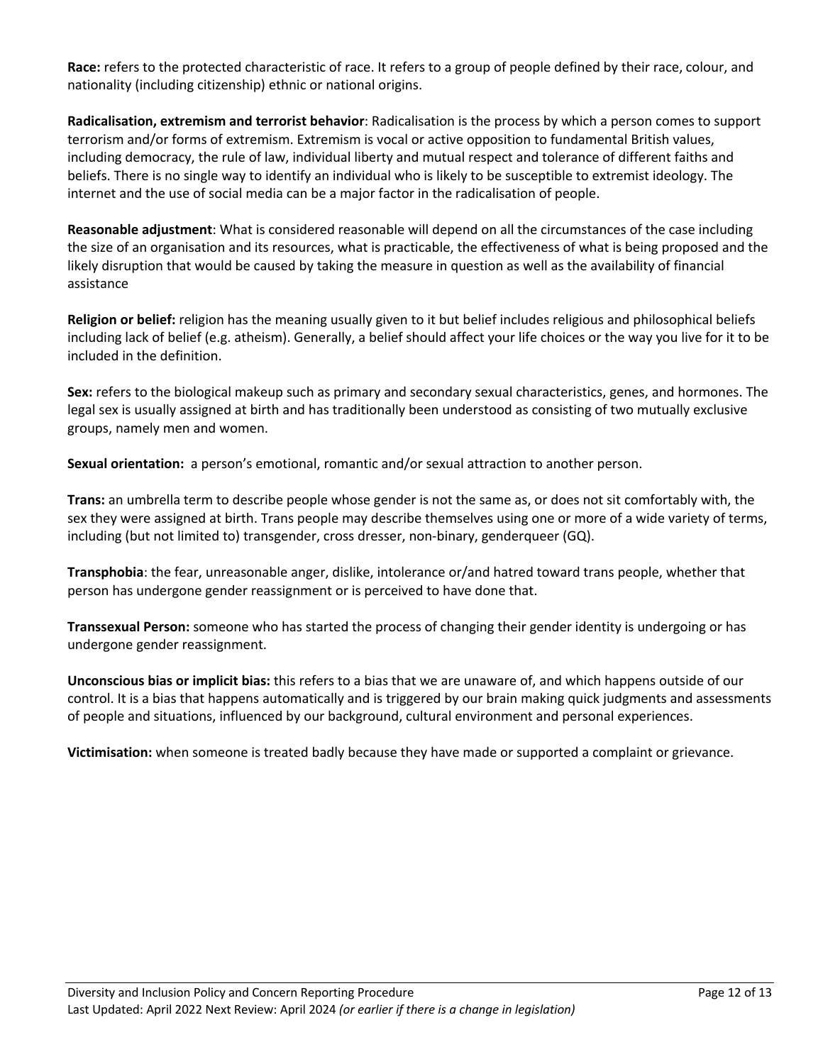**Race:** refers to the protected characteristic of race. It refers to a group of people defined by their race, colour, and nationality (including citizenship) ethnic or national origins.

**Radicalisation, extremism and terrorist behavior**: Radicalisation is the process by which a person comes to support terrorism and/or forms of extremism. Extremism is vocal or active opposition to fundamental British values, including democracy, the rule of law, individual liberty and mutual respect and tolerance of different faiths and beliefs. There is no single way to identify an individual who is likely to be susceptible to extremist ideology. The internet and the use of social media can be a major factor in the radicalisation of people.

**Reasonable adjustment**: What is considered reasonable will depend on all the circumstances of the case including the size of an organisation and its resources, what is practicable, the effectiveness of what is being proposed and the likely disruption that would be caused by taking the measure in question as well as the availability of financial assistance

**Religion or belief:** religion has the meaning usually given to it but belief includes religious and philosophical beliefs including lack of belief (e.g. atheism). Generally, a belief should affect your life choices or the way you live for it to be included in the definition.

**Sex:** refers to the biological makeup such as primary and secondary sexual characteristics, genes, and hormones. The legal sex is usually assigned at birth and has traditionally been understood as consisting of two mutually exclusive groups, namely men and women.

**Sexual orientation:** a person's emotional, romantic and/or sexual attraction to another person.

**Trans:** an umbrella term to describe people whose gender is not the same as, or does not sit comfortably with, the sex they were assigned at birth. Trans people may describe themselves using one or more of a wide variety of terms, including (but not limited to) transgender, cross dresser, non-binary, genderqueer (GQ).

**Transphobia**: the fear, unreasonable anger, dislike, intolerance or/and hatred toward trans people, whether that person has undergone gender reassignment or is perceived to have done that.

**Transsexual Person:** someone who has started the process of changing their gender identity is undergoing or has undergone gender reassignment.

**Unconscious bias or implicit bias:** this refers to a bias that we are unaware of, and which happens outside of our control. It is a bias that happens automatically and is triggered by our brain making quick judgments and assessments of people and situations, influenced by our background, cultural environment and personal experiences.

**Victimisation:** when someone is treated badly because they have made or supported a complaint or grievance.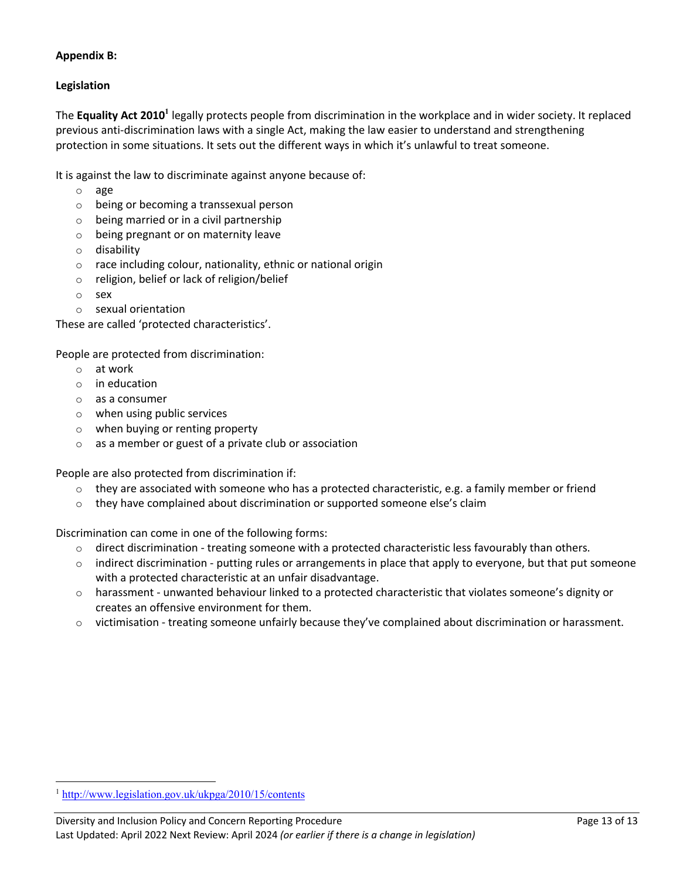**Appendix B:**

**Legislation**

The **Equality Act 2010**[1] legally protects people from discrimination in the workplace and in wider society. It replaced previous anti-discrimination laws with a single Act, making the law easier to understand and strengthening protection in some situations. It sets out the different ways in which it's unlawful to treat someone.

It is against the law to discriminate against anyone because of:

- age
- being or becoming a transsexual person
- being married or in a civil partnership
- being pregnant or on maternity leave
- disability
- race including colour, nationality, ethnic or national origin
- religion, belief or lack of religion/belief
- sex
- sexual orientation

These are called 'protected characteristics'.

People are protected from discrimination:

- at work
- in education
- as a consumer
- when using public services
- when buying or renting property
- as a member or guest of a private club or association

People are also protected from discrimination if:

- they are associated with someone who has a protected characteristic, e.g. a family member or friend
- they have complained about discrimination or supported someone else's claim

Discrimination can come in one of the following forms:

- direct discrimination - treating someone with a protected characteristic less favourably than others.
- indirect discrimination - putting rules or arrangements in place that apply to everyone, but that put someone with a protected characteristic at an unfair disadvantage.
- harassment - unwanted behaviour linked to a protected characteristic that violates someone's dignity or creates an offensive environment for them.
- victimisation - treating someone unfairly because they've complained about discrimination or harassment.

[1] http://www.legislation.gov.uk/ukpga/2010/15/contents